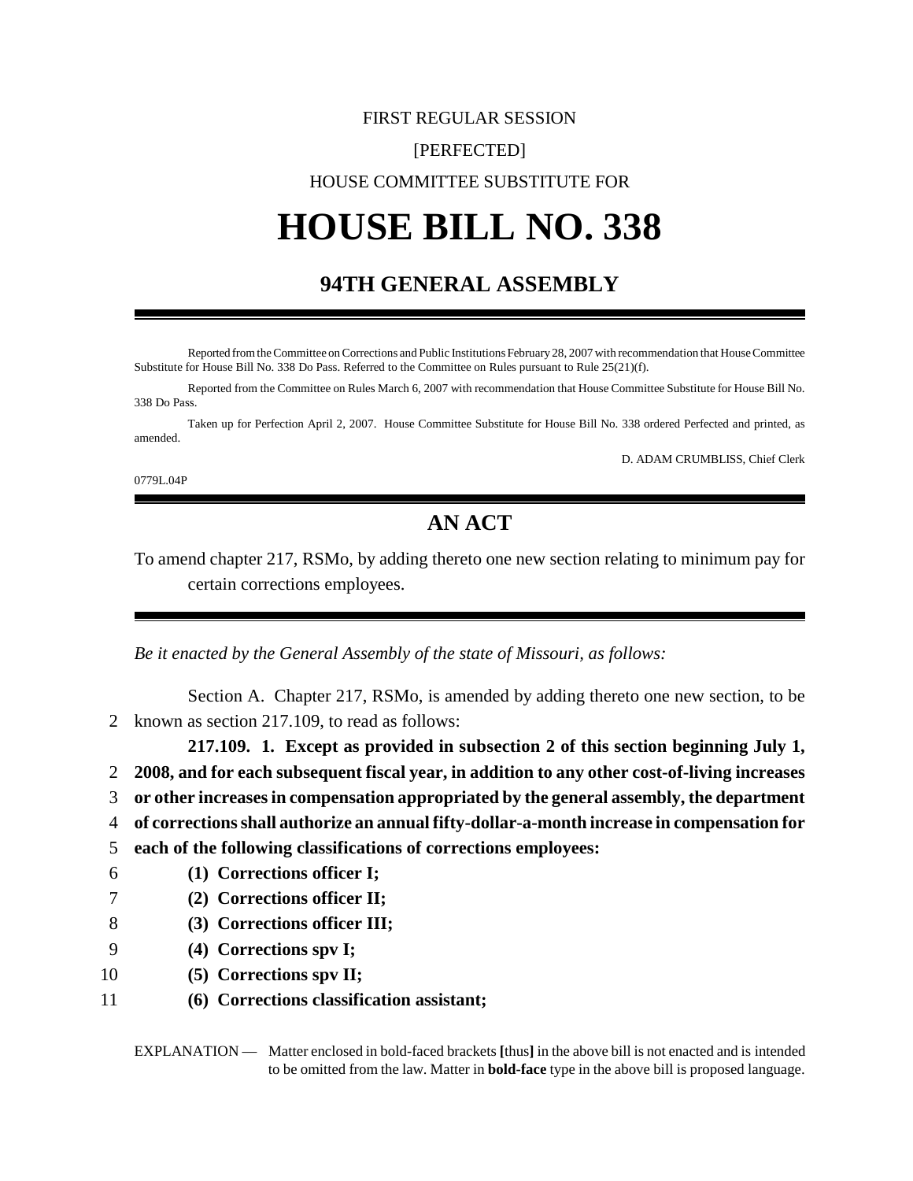FIRST REGULAR SESSION

[PERFECTED]

HOUSE COMMITTEE SUBSTITUTE FOR

# HOUSE BILL NO. 338

## 94TH GENERAL ASSEMBLY

Reported from the Committee on Corrections and Public Institutions February 28, 2007 with recommendation that House Committee Substitute for House Bill No. 338 Do Pass. Referred to the Committee on Rules pursuant to Rule 25(21)(f).

Reported from the Committee on Rules March 6, 2007 with recommendation that House Committee Substitute for House Bill No. 338 Do Pass.

Taken up for Perfection April 2, 2007. House Committee Substitute for House Bill No. 338 ordered Perfected and printed, as amended.

D. ADAM CRUMBLISS, Chief Clerk

0779L.04P

## AN ACT

To amend chapter 217, RSMo, by adding thereto one new section relating to minimum pay for certain corrections employees.

*Be it enacted by the General Assembly of the state of Missouri, as follows:*

Section A. Chapter 217, RSMo, is amended by adding thereto one new section, to be known as section 217.109, to read as follows:

**217.109. 1. Except as provided in subsection 2 of this section beginning July 1, 2008, and for each subsequent fiscal year, in addition to any other cost-of-living increases or other increases in compensation appropriated by the general assembly, the department of corrections shall authorize an annual fifty-dollar-a-month increase in compensation for each of the following classifications of corrections employees:**

**(1) Corrections officer I;**

**(2) Corrections officer II;**

**(3) Corrections officer III;**

**(4) Corrections spv I;**

**(5) Corrections spv II;**

**(6) Corrections classification assistant;**

EXPLANATION — Matter enclosed in bold-faced brackets **[**thus**]** in the above bill is not enacted and is intended to be omitted from the law. Matter in **bold-face** type in the above bill is proposed language.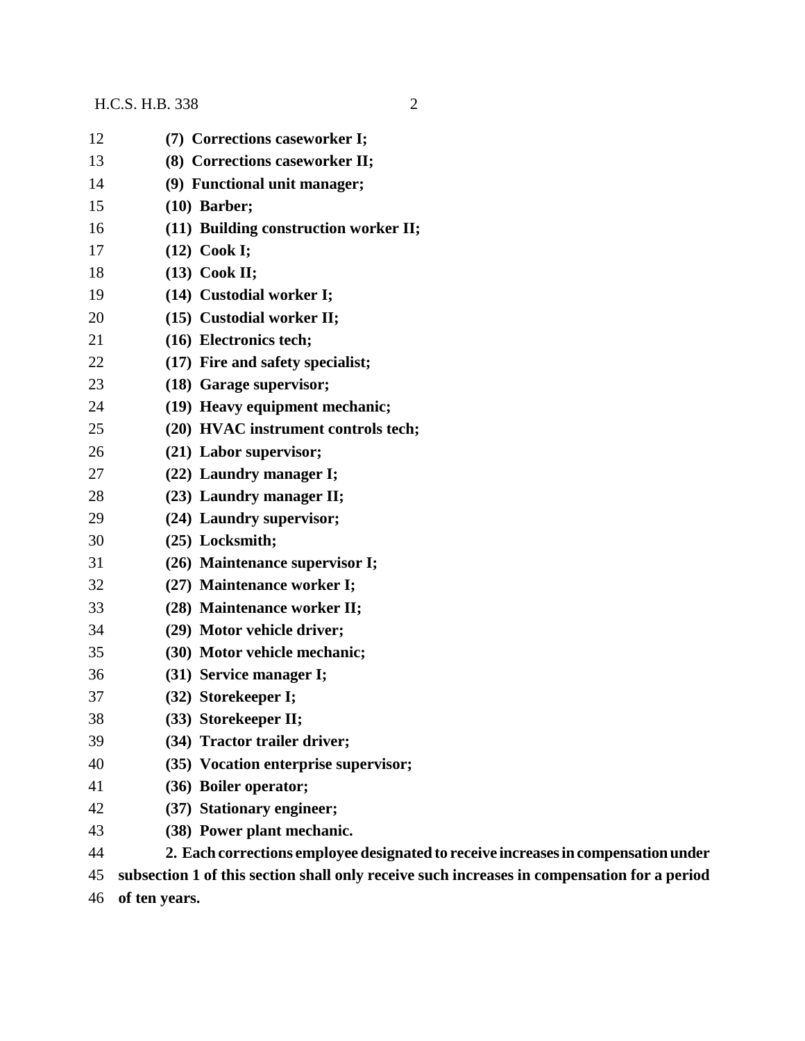**(7) Corrections caseworker I;**

**(8) Corrections caseworker II;**

**(9) Functional unit manager;**

**(10) Barber;**

**(11) Building construction worker II;**

**(12) Cook I;**

**(13) Cook II;**

**(14) Custodial worker I;**

**(15) Custodial worker II;**

**(16) Electronics tech;**

**(17) Fire and safety specialist;**

**(18) Garage supervisor;**

**(19) Heavy equipment mechanic;**

**(20) HVAC instrument controls tech;**

**(21) Labor supervisor;**

**(22) Laundry manager I;**

**(23) Laundry manager II;**

**(24) Laundry supervisor;**

**(25) Locksmith;**

**(26) Maintenance supervisor I;**

**(27) Maintenance worker I;**

**(28) Maintenance worker II;**

**(29) Motor vehicle driver;**

**(30) Motor vehicle mechanic;**

**(31) Service manager I;**

**(32) Storekeeper I;**

**(33) Storekeeper II;**

**(34) Tractor trailer driver;**

**(35) Vocation enterprise supervisor;**

**(36) Boiler operator;**

**(37) Stationary engineer;**

**(38) Power plant mechanic.**

**2. Each corrections employee designated to receive increases in compensation under subsection 1 of this section shall only receive such increases in compensation for a period of ten years.**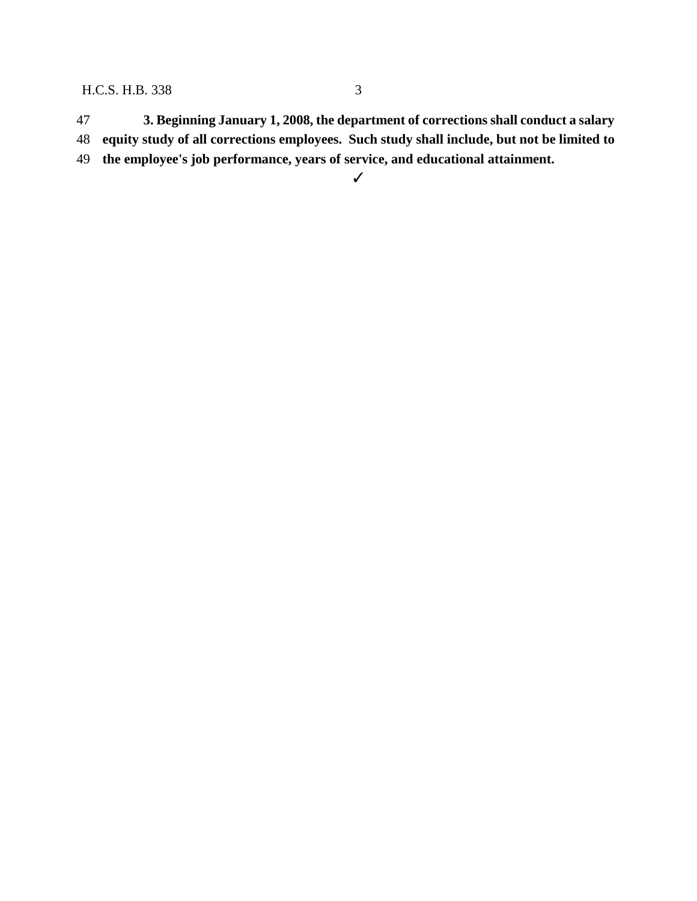**3. Beginning January 1, 2008, the department of corrections shall conduct a salary equity study of all corrections employees. Such study shall include, but not be limited to the employee's job performance, years of service, and educational attainment.**

✓